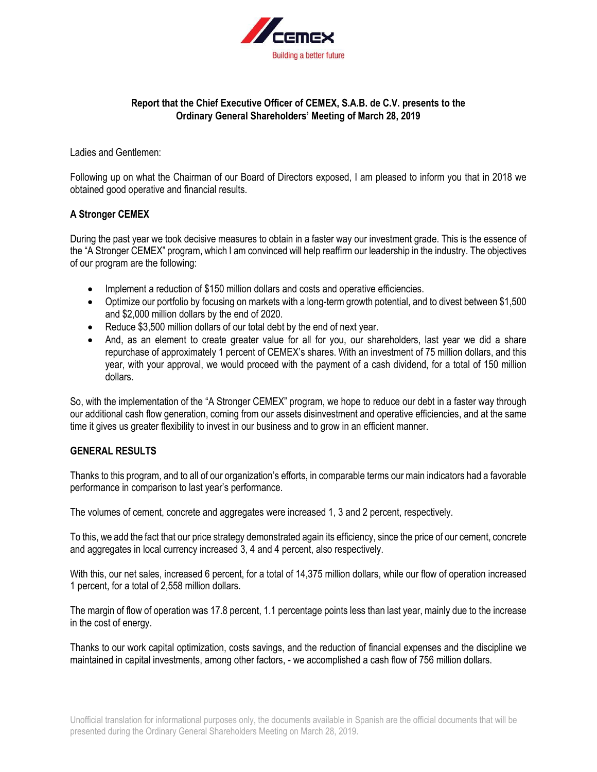**Report that the Chief Executive Officer of CEMEX, S.A.B. de C.V. presents to the Ordinary General Shareholders' Meeting of March 28, 2019**

Ladies and Gentlemen:

Following up on what the Chairman of our Board of Directors exposed, I am pleased to inform you that in 2018 we obtained good operative and financial results.

**A Stronger CEMEX**

During the past year we took decisive measures to obtain in a faster way our investment grade. This is the essence of the "A Stronger CEMEX" program, which I am convinced will help reaffirm our leadership in the industry. The objectives of our program are the following:

- Implement a reduction of $150 million dollars and costs and operative efficiencies.
- Optimize our portfolio by focusing on markets with a long-term growth potential, and to divest between $1,500 and $2,000 million dollars by the end of 2020.
- Reduce $3,500 million dollars of our total debt by the end of next year.
- And, as an element to create greater value for all for you, our shareholders, last year we did a share repurchase of approximately 1 percent of CEMEX's shares. With an investment of 75 million dollars, and this year, with your approval, we would proceed with the payment of a cash dividend, for a total of 150 million dollars.

So, with the implementation of the "A Stronger CEMEX" program, we hope to reduce our debt in a faster way through our additional cash flow generation, coming from our assets disinvestment and operative efficiencies, and at the same time it gives us greater flexibility to invest in our business and to grow in an efficient manner.

**GENERAL RESULTS**

Thanks to this program, and to all of our organization's efforts, in comparable terms our main indicators had a favorable performance in comparison to last year's performance.

The volumes of cement, concrete and aggregates were increased 1, 3 and 2 percent, respectively.

To this, we add the fact that our price strategy demonstrated again its efficiency, since the price of our cement, concrete and aggregates in local currency increased 3, 4 and 4 percent, also respectively.

With this, our net sales, increased 6 percent, for a total of 14,375 million dollars, while our flow of operation increased 1 percent, for a total of 2,558 million dollars.

The margin of flow of operation was 17.8 percent, 1.1 percentage points less than last year, mainly due to the increase in the cost of energy.

Thanks to our work capital optimization, costs savings, and the reduction of financial expenses and the discipline we maintained in capital investments, among other factors, - we accomplished a cash flow of 756 million dollars.

Unofficial translation for informational purposes only, the documents available in Spanish are the official documents that will be presented during the Ordinary General Shareholders Meeting on March 28, 2019.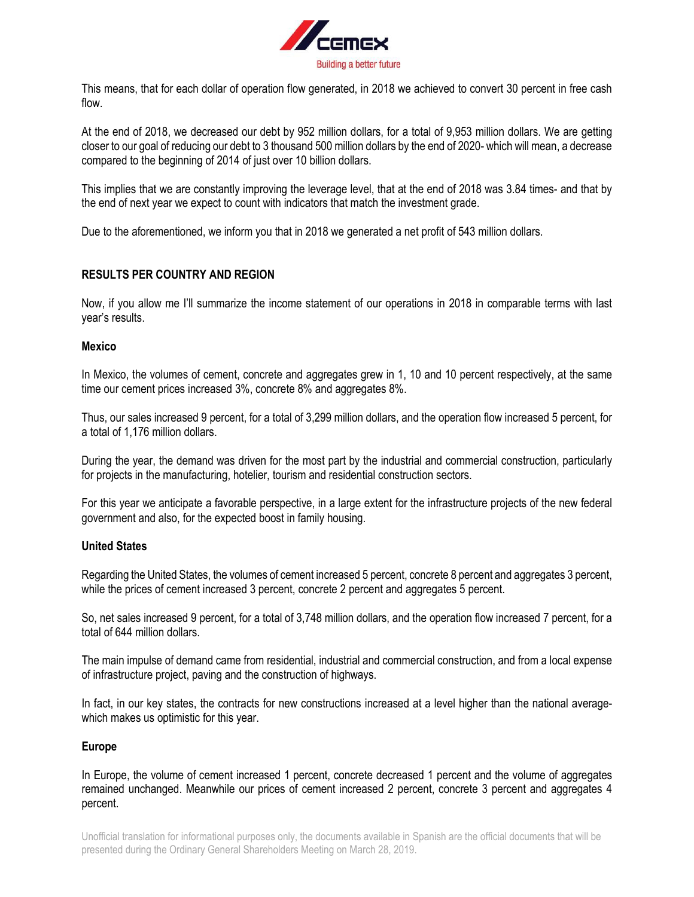This means, that for each dollar of operation flow generated, in 2018 we achieved to convert 30 percent in free cash flow.

At the end of 2018, we decreased our debt by 952 million dollars, for a total of 9,953 million dollars. We are getting closer to our goal of reducing our debt to 3 thousand 500 million dollars by the end of 2020- which will mean, a decrease compared to the beginning of 2014 of just over 10 billion dollars.

This implies that we are constantly improving the leverage level, that at the end of 2018 was 3.84 times- and that by the end of next year we expect to count with indicators that match the investment grade.

Due to the aforementioned, we inform you that in 2018 we generated a net profit of 543 million dollars.

## RESULTS PER COUNTRY AND REGION

Now, if you allow me I'll summarize the income statement of our operations in 2018 in comparable terms with last year's results.

### Mexico

In Mexico, the volumes of cement, concrete and aggregates grew in 1, 10 and 10 percent respectively, at the same time our cement prices increased 3%, concrete 8% and aggregates 8%.

Thus, our sales increased 9 percent, for a total of 3,299 million dollars, and the operation flow increased 5 percent, for a total of 1,176 million dollars.

During the year, the demand was driven for the most part by the industrial and commercial construction, particularly for projects in the manufacturing, hotelier, tourism and residential construction sectors.

For this year we anticipate a favorable perspective, in a large extent for the infrastructure projects of the new federal government and also, for the expected boost in family housing.

### United States

Regarding the United States, the volumes of cement increased 5 percent, concrete 8 percent and aggregates 3 percent, while the prices of cement increased 3 percent, concrete 2 percent and aggregates 5 percent.

So, net sales increased 9 percent, for a total of 3,748 million dollars, and the operation flow increased 7 percent, for a total of 644 million dollars.

The main impulse of demand came from residential, industrial and commercial construction, and from a local expense of infrastructure project, paving and the construction of highways.

In fact, in our key states, the contracts for new constructions increased at a level higher than the national average- which makes us optimistic for this year.

### Europe

In Europe, the volume of cement increased 1 percent, concrete decreased 1 percent and the volume of aggregates remained unchanged. Meanwhile our prices of cement increased 2 percent, concrete 3 percent and aggregates 4 percent.

Unofficial translation for informational purposes only, the documents available in Spanish are the official documents that will be presented during the Ordinary General Shareholders Meeting on March 28, 2019.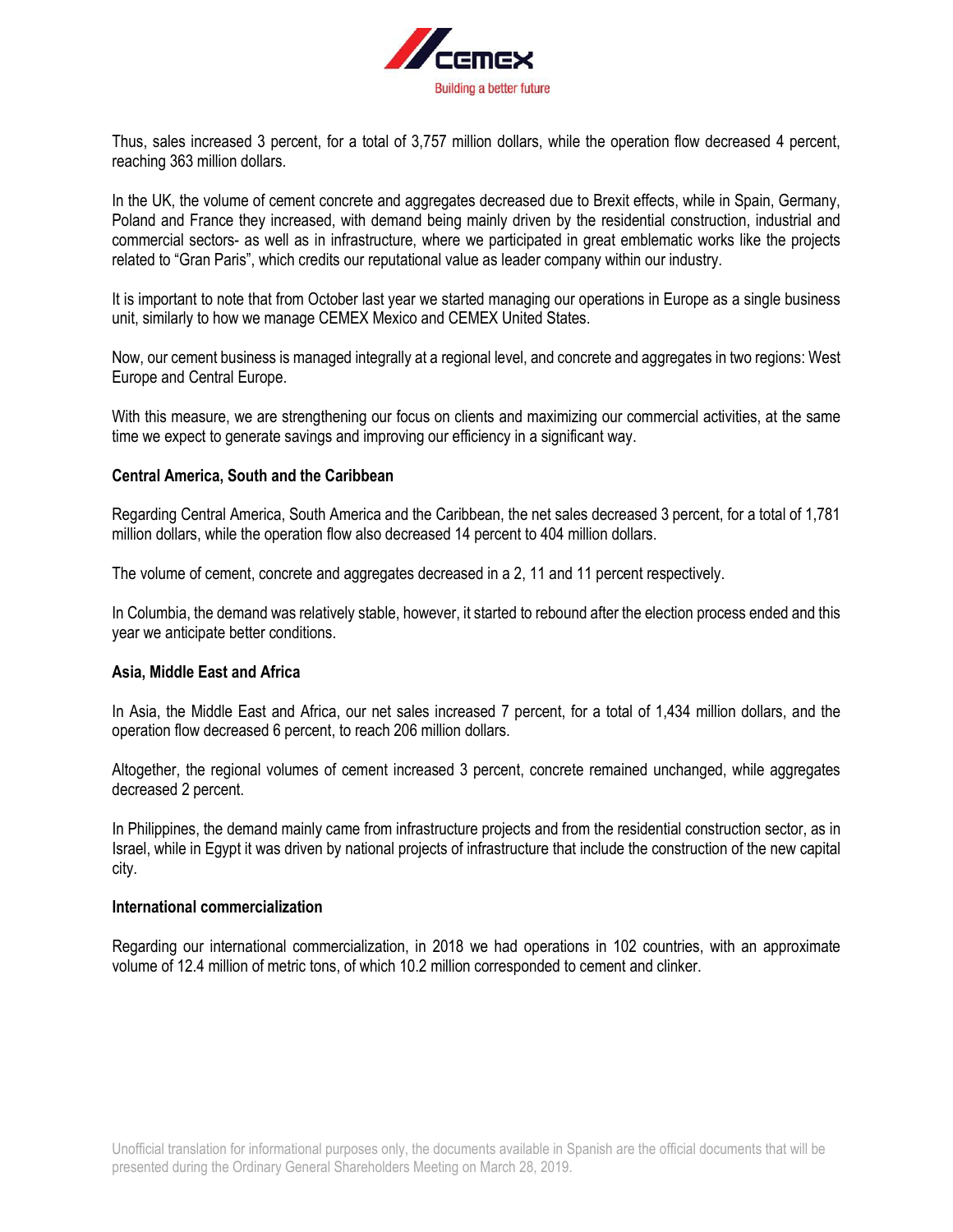Thus, sales increased 3 percent, for a total of 3,757 million dollars, while the operation flow decreased 4 percent, reaching 363 million dollars.

In the UK, the volume of cement concrete and aggregates decreased due to Brexit effects, while in Spain, Germany, Poland and France they increased, with demand being mainly driven by the residential construction, industrial and commercial sectors- as well as in infrastructure, where we participated in great emblematic works like the projects related to "Gran Paris", which credits our reputational value as leader company within our industry.

It is important to note that from October last year we started managing our operations in Europe as a single business unit, similarly to how we manage CEMEX Mexico and CEMEX United States.

Now, our cement business is managed integrally at a regional level, and concrete and aggregates in two regions: West Europe and Central Europe.

With this measure, we are strengthening our focus on clients and maximizing our commercial activities, at the same time we expect to generate savings and improving our efficiency in a significant way.

**Central America, South and the Caribbean**

Regarding Central America, South America and the Caribbean, the net sales decreased 3 percent, for a total of 1,781 million dollars, while the operation flow also decreased 14 percent to 404 million dollars.

The volume of cement, concrete and aggregates decreased in a 2, 11 and 11 percent respectively.

In Columbia, the demand was relatively stable, however, it started to rebound after the election process ended and this year we anticipate better conditions.

**Asia, Middle East and Africa**

In Asia, the Middle East and Africa, our net sales increased 7 percent, for a total of 1,434 million dollars, and the operation flow decreased 6 percent, to reach 206 million dollars.

Altogether, the regional volumes of cement increased 3 percent, concrete remained unchanged, while aggregates decreased 2 percent.

In Philippines, the demand mainly came from infrastructure projects and from the residential construction sector, as in Israel, while in Egypt it was driven by national projects of infrastructure that include the construction of the new capital city.

**International commercialization**

Regarding our international commercialization, in 2018 we had operations in 102 countries, with an approximate volume of 12.4 million of metric tons, of which 10.2 million corresponded to cement and clinker.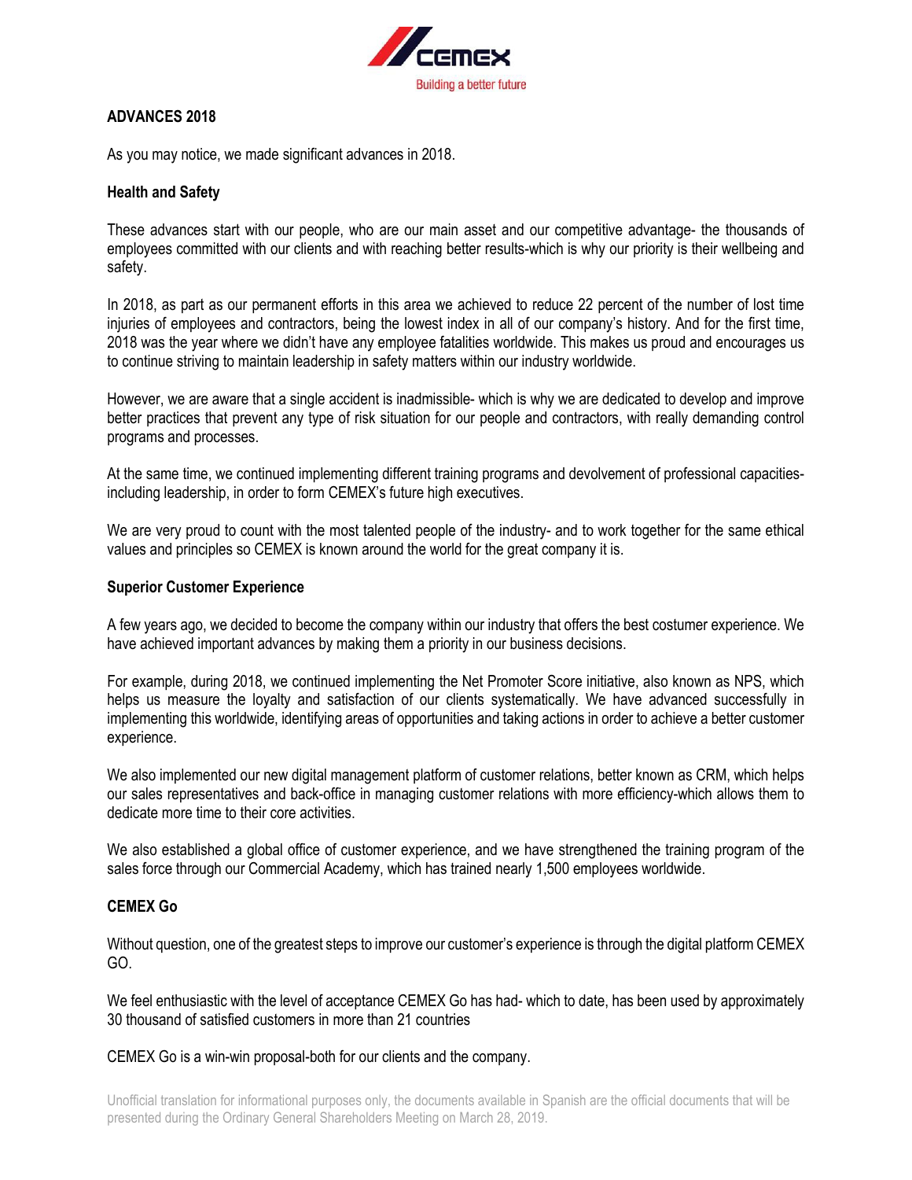## ADVANCES 2018

As you may notice, we made significant advances in 2018.

### Health and Safety

These advances start with our people, who are our main asset and our competitive advantage- the thousands of employees committed with our clients and with reaching better results-which is why our priority is their wellbeing and safety.

In 2018, as part as our permanent efforts in this area we achieved to reduce 22 percent of the number of lost time injuries of employees and contractors, being the lowest index in all of our company's history. And for the first time, 2018 was the year where we didn't have any employee fatalities worldwide. This makes us proud and encourages us to continue striving to maintain leadership in safety matters within our industry worldwide.

However, we are aware that a single accident is inadmissible- which is why we are dedicated to develop and improve better practices that prevent any type of risk situation for our people and contractors, with really demanding control programs and processes.

At the same time, we continued implementing different training programs and devolvement of professional capacities- including leadership, in order to form CEMEX's future high executives.

We are very proud to count with the most talented people of the industry- and to work together for the same ethical values and principles so CEMEX is known around the world for the great company it is.

### Superior Customer Experience

A few years ago, we decided to become the company within our industry that offers the best costumer experience. We have achieved important advances by making them a priority in our business decisions.

For example, during 2018, we continued implementing the Net Promoter Score initiative, also known as NPS, which helps us measure the loyalty and satisfaction of our clients systematically. We have advanced successfully in implementing this worldwide, identifying areas of opportunities and taking actions in order to achieve a better customer experience.

We also implemented our new digital management platform of customer relations, better known as CRM, which helps our sales representatives and back-office in managing customer relations with more efficiency-which allows them to dedicate more time to their core activities.

We also established a global office of customer experience, and we have strengthened the training program of the sales force through our Commercial Academy, which has trained nearly 1,500 employees worldwide.

### CEMEX Go

Without question, one of the greatest steps to improve our customer's experience is through the digital platform CEMEX GO.

We feel enthusiastic with the level of acceptance CEMEX Go has had- which to date, has been used by approximately 30 thousand of satisfied customers in more than 21 countries

CEMEX Go is a win-win proposal-both for our clients and the company.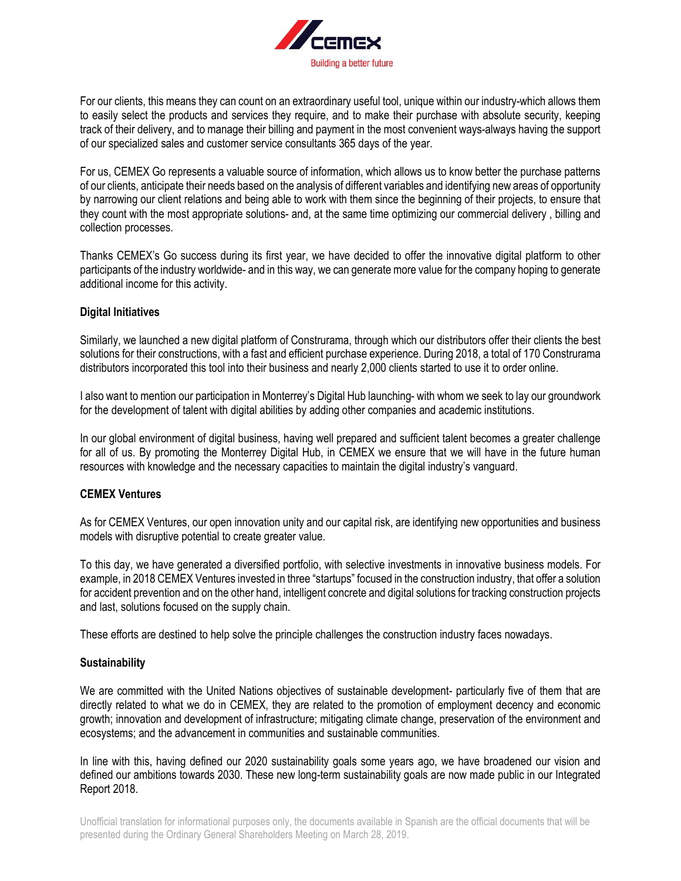For our clients, this means they can count on an extraordinary useful tool, unique within our industry-which allows them to easily select the products and services they require, and to make their purchase with absolute security, keeping track of their delivery, and to manage their billing and payment in the most convenient ways-always having the support of our specialized sales and customer service consultants 365 days of the year.

For us, CEMEX Go represents a valuable source of information, which allows us to know better the purchase patterns of our clients, anticipate their needs based on the analysis of different variables and identifying new areas of opportunity by narrowing our client relations and being able to work with them since the beginning of their projects, to ensure that they count with the most appropriate solutions- and, at the same time optimizing our commercial delivery , billing and collection processes.

Thanks CEMEX's Go success during its first year, we have decided to offer the innovative digital platform to other participants of the industry worldwide- and in this way, we can generate more value for the company hoping to generate additional income for this activity.

**Digital Initiatives**

Similarly, we launched a new digital platform of Construrama, through which our distributors offer their clients the best solutions for their constructions, with a fast and efficient purchase experience. During 2018, a total of 170 Construrama distributors incorporated this tool into their business and nearly 2,000 clients started to use it to order online.

I also want to mention our participation in Monterrey's Digital Hub launching- with whom we seek to lay our groundwork for the development of talent with digital abilities by adding other companies and academic institutions.

In our global environment of digital business, having well prepared and sufficient talent becomes a greater challenge for all of us. By promoting the Monterrey Digital Hub, in CEMEX we ensure that we will have in the future human resources with knowledge and the necessary capacities to maintain the digital industry's vanguard.

**CEMEX Ventures**

As for CEMEX Ventures, our open innovation unity and our capital risk, are identifying new opportunities and business models with disruptive potential to create greater value.

To this day, we have generated a diversified portfolio, with selective investments in innovative business models. For example, in 2018 CEMEX Ventures invested in three "startups" focused in the construction industry, that offer a solution for accident prevention and on the other hand, intelligent concrete and digital solutions for tracking construction projects and last, solutions focused on the supply chain.

These efforts are destined to help solve the principle challenges the construction industry faces nowadays.

**Sustainability**

We are committed with the United Nations objectives of sustainable development- particularly five of them that are directly related to what we do in CEMEX, they are related to the promotion of employment decency and economic growth; innovation and development of infrastructure; mitigating climate change, preservation of the environment and ecosystems; and the advancement in communities and sustainable communities.

In line with this, having defined our 2020 sustainability goals some years ago, we have broadened our vision and defined our ambitions towards 2030. These new long-term sustainability goals are now made public in our Integrated Report 2018.

Unofficial translation for informational purposes only, the documents available in Spanish are the official documents that will be presented during the Ordinary General Shareholders Meeting on March 28, 2019.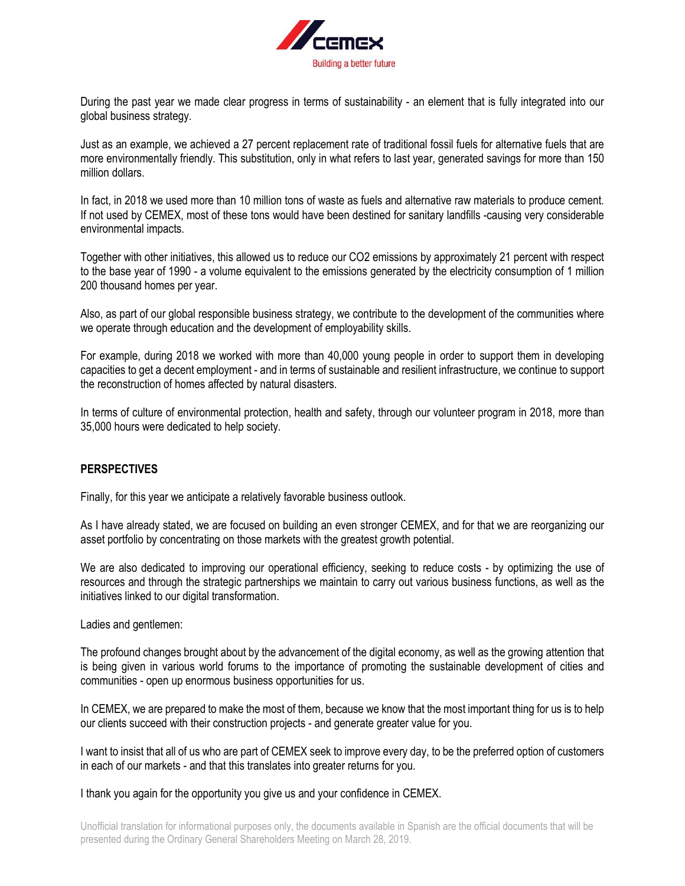During the past year we made clear progress in terms of sustainability - an element that is fully integrated into our global business strategy.

Just as an example, we achieved a 27 percent replacement rate of traditional fossil fuels for alternative fuels that are more environmentally friendly. This substitution, only in what refers to last year, generated savings for more than 150 million dollars.

In fact, in 2018 we used more than 10 million tons of waste as fuels and alternative raw materials to produce cement. If not used by CEMEX, most of these tons would have been destined for sanitary landfills -causing very considerable environmental impacts.

Together with other initiatives, this allowed us to reduce our $CO_2$ emissions by approximately 21 percent with respect to the base year of 1990 - a volume equivalent to the emissions generated by the electricity consumption of 1 million 200 thousand homes per year.

Also, as part of our global responsible business strategy, we contribute to the development of the communities where we operate through education and the development of employability skills.

For example, during 2018 we worked with more than 40,000 young people in order to support them in developing capacities to get a decent employment - and in terms of sustainable and resilient infrastructure, we continue to support the reconstruction of homes affected by natural disasters.

In terms of culture of environmental protection, health and safety, through our volunteer program in 2018, more than 35,000 hours were dedicated to help society.

**PERSPECTIVES**

Finally, for this year we anticipate a relatively favorable business outlook.

As I have already stated, we are focused on building an even stronger CEMEX, and for that we are reorganizing our asset portfolio by concentrating on those markets with the greatest growth potential.

We are also dedicated to improving our operational efficiency, seeking to reduce costs - by optimizing the use of resources and through the strategic partnerships we maintain to carry out various business functions, as well as the initiatives linked to our digital transformation.

Ladies and gentlemen:

The profound changes brought about by the advancement of the digital economy, as well as the growing attention that is being given in various world forums to the importance of promoting the sustainable development of cities and communities - open up enormous business opportunities for us.

In CEMEX, we are prepared to make the most of them, because we know that the most important thing for us is to help our clients succeed with their construction projects - and generate greater value for you.

I want to insist that all of us who are part of CEMEX seek to improve every day, to be the preferred option of customers in each of our markets - and that this translates into greater returns for you.

I thank you again for the opportunity you give us and your confidence in CEMEX.

Unofficial translation for informational purposes only, the documents available in Spanish are the official documents that will be presented during the Ordinary General Shareholders Meeting on March 28, 2019.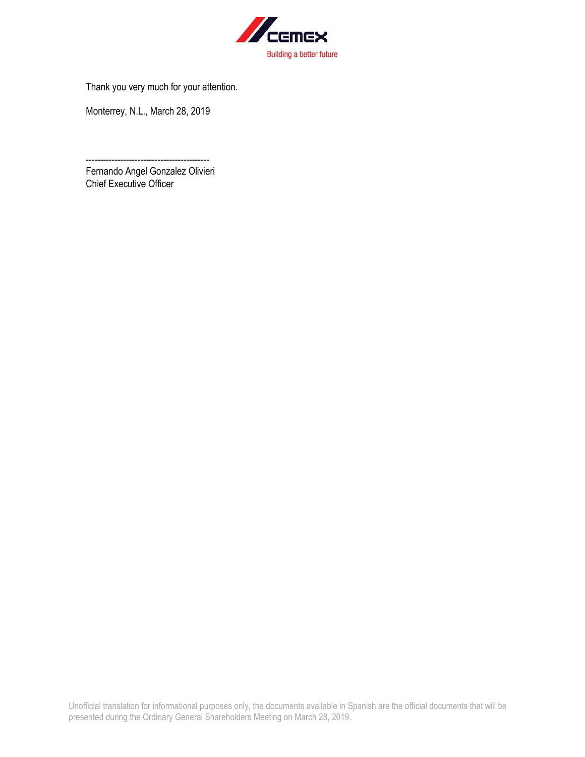Thank you very much for your attention.

Monterrey, N.L., March 28, 2019

------------------------------------------
Fernando Angel Gonzalez Olivieri
Chief Executive Officer